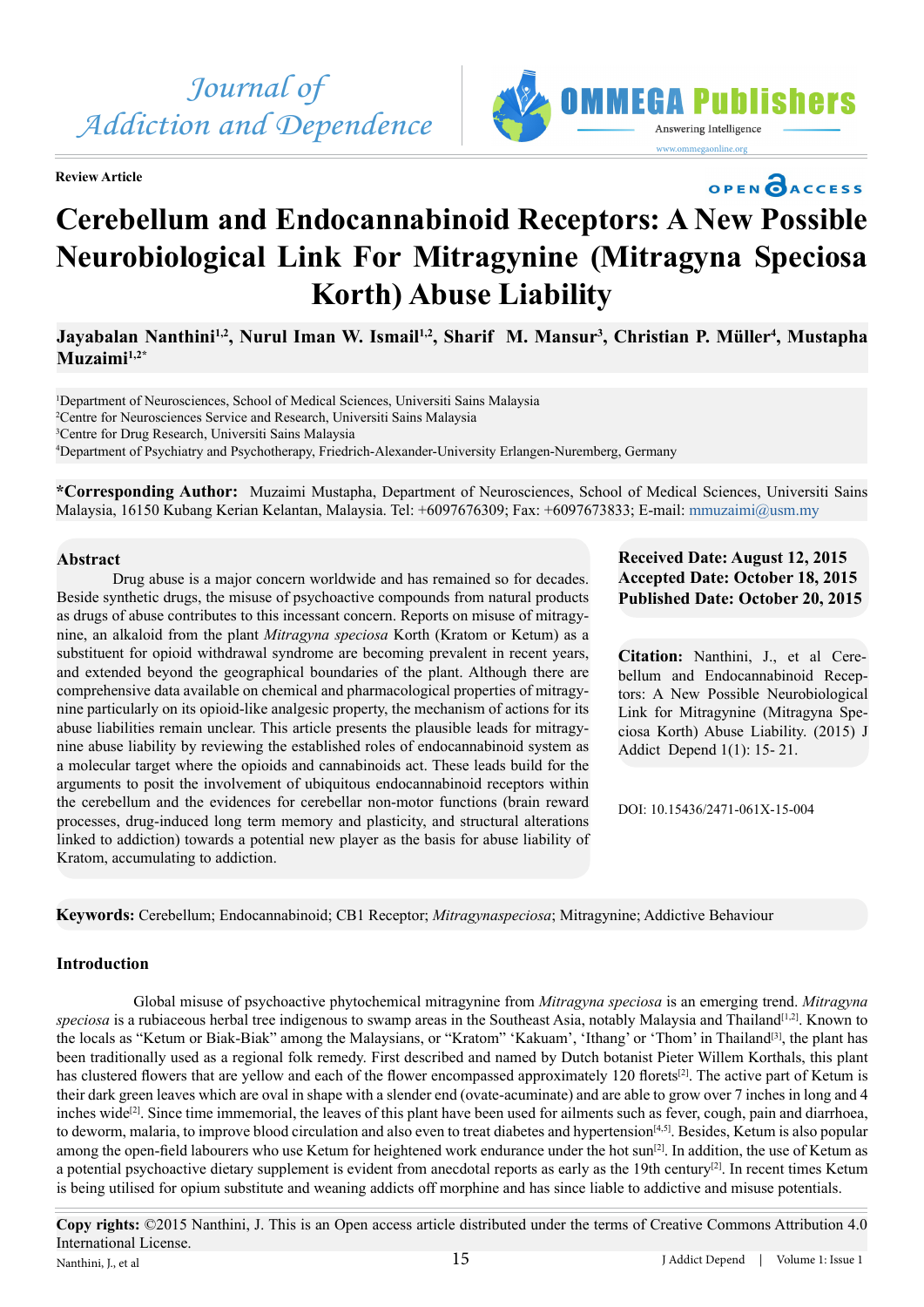Journal of Addiction and Dependence

Review Article

# Cerebellum and Endocannabinoid Receptors: A New Possible Neurobiological Link For Mitragynine (Mitragyna Speciosa Korth) Abuse Liability

**Jayabalan Nanthini[1,2], Nurul Iman W. Ismail[1,2], Sharif M. Mansur[3], Christian P. Müller[4], Mustapha Muzaimi[1,2*]**

[1]Department of Neurosciences, School of Medical Sciences, Universiti Sains Malaysia
[2]Centre for Neurosciences Service and Research, Universiti Sains Malaysia
[3]Centre for Drug Research, Universiti Sains Malaysia
[4]Department of Psychiatry and Psychotherapy, Friedrich-Alexander-University Erlangen-Nuremberg, Germany

**\*Corresponding Author:** Muzaimi Mustapha, Department of Neurosciences, School of Medical Sciences, Universiti Sains Malaysia, 16150 Kubang Kerian Kelantan, Malaysia. Tel: +6097676309; Fax: +6097673833; E-mail: mmuzaimi@usm.my

## Abstract

Drug abuse is a major concern worldwide and has remained so for decades. Beside synthetic drugs, the misuse of psychoactive compounds from natural products as drugs of abuse contributes to this incessant concern. Reports on misuse of mitragynine, an alkaloid from the plant *Mitragyna speciosa* Korth (Kratom or Ketum) as a substituent for opioid withdrawal syndrome are becoming prevalent in recent years, and extended beyond the geographical boundaries of the plant. Although there are comprehensive data available on chemical and pharmacological properties of mitragynine particularly on its opioid-like analgesic property, the mechanism of actions for its abuse liabilities remain unclear. This article presents the plausible leads for mitragynine abuse liability by reviewing the established roles of endocannabinoid system as a molecular target where the opioids and cannabinoids act. These leads build for the arguments to posit the involvement of ubiquitous endocannabinoid receptors within the cerebellum and the evidences for cerebellar non-motor functions (brain reward processes, drug-induced long term memory and plasticity, and structural alterations linked to addiction) towards a potential new player as the basis for abuse liability of Kratom, accumulating to addiction.

**Received Date: August 12, 2015**
**Accepted Date: October 18, 2015**
**Published Date: October 20, 2015**

**Citation:** Nanthini, J., et al Cerebellum and Endocannabinoid Receptors: A New Possible Neurobiological Link for Mitragynine (Mitragyna Speciosa Korth) Abuse Liability. (2015) J Addict Depend 1(1): 15- 21.

DOI: 10.15436/2471-061X-15-004

**Keywords:** Cerebellum; Endocannabinoid; CB1 Receptor; *Mitragynaspeciosa*; Mitragynine; Addictive Behaviour

## Introduction

Global misuse of psychoactive phytochemical mitragynine from *Mitragyna speciosa* is an emerging trend. *Mitragyna speciosa* is a rubiaceous herbal tree indigenous to swamp areas in the Southeast Asia, notably Malaysia and Thailand[1,2]. Known to the locals as "Ketum or Biak-Biak" among the Malaysians, or "Kratom" 'Kakuam', 'Ithang' or 'Thom' in Thailand[3], the plant has been traditionally used as a regional folk remedy. First described and named by Dutch botanist Pieter Willem Korthals, this plant has clustered flowers that are yellow and each of the flower encompassed approximately 120 florets[2]. The active part of Ketum is their dark green leaves which are oval in shape with a slender end (ovate-acuminate) and are able to grow over 7 inches in long and 4 inches wide[2]. Since time immemorial, the leaves of this plant have been used for ailments such as fever, cough, pain and diarrhoea, to deworm, malaria, to improve blood circulation and also even to treat diabetes and hypertension[4,5]. Besides, Ketum is also popular among the open-field labourers who use Ketum for heightened work endurance under the hot sun[2]. In addition, the use of Ketum as a potential psychoactive dietary supplement is evident from anecdotal reports as early as the 19th century[2]. In recent times Ketum is being utilised for opium substitute and weaning addicts off morphine and has since liable to addictive and misuse potentials.

**Copy rights:** ©2015 Nanthini, J. This is an Open access article distributed under the terms of Creative Commons Attribution 4.0 International License.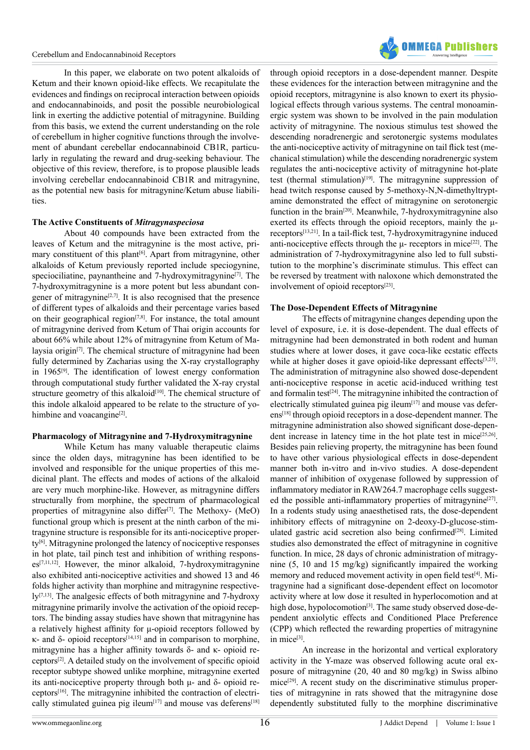In this paper, we elaborate on two potent alkaloids of Ketum and their known opioid-like effects. We recapitulate the evidences and findings on reciprocal interaction between opioids and endocannabinoids, and posit the possible neurobiological link in exerting the addictive potential of mitragynine. Building from this basis, we extend the current understanding on the role of cerebellum in higher cognitive functions through the involvement of abundant cerebellar endocannabinoid CB1R, particularly in regulating the reward and drug-seeking behaviour. The objective of this review, therefore, is to propose plausible leads involving cerebellar endocannabinoid CB1R and mitragynine, as the potential new basis for mitragynine/Ketum abuse liabilities.

**The Active Constituents of *Mitragynaspeciosa***

About 40 compounds have been extracted from the leaves of Ketum and the mitragynine is the most active, primary constituent of this plant[6]. Apart from mitragynine, other alkaloids of Ketum previously reported include speciogynine, speciociliatine, paynantheine and 7-hydroxymitragynine[7]. The 7-hydroxymitragynine is a more potent but less abundant congener of mitragynine[2,7]. It is also recognised that the presence of different types of alkaloids and their percentage varies based on their geographical region[7,8]. For instance, the total amount of mitragynine derived from Ketum of Thai origin accounts for about 66% while about 12% of mitragynine from Ketum of Malaysia origin[7]. The chemical structure of mitragynine had been fully determined by Zacharias using the X-ray crystallography in 1965[9]. The identification of lowest energy conformation through computational study further validated the X-ray crystal structure geometry of this alkaloid[10]. The chemical structure of this indole alkaloid appeared to be relate to the structure of yohimbine and voacangine[2].

**Pharmacology of Mitragynine and 7-Hydroxymitragynine**

While Ketum has many valuable therapeutic claims since the olden days, mitragynine has been identified to be involved and responsible for the unique properties of this medicinal plant. The effects and modes of actions of the alkaloid are very much morphine-like. However, as mitragynine differs structurally from morphine, the spectrum of pharmacological properties of mitragynine also differ[7]. The Methoxy- (MeO) functional group which is present at the ninth carbon of the mitragynine structure is responsible for its anti-nociceptive property[6]. Mitragynine prolonged the latency of nociceptive responses in hot plate, tail pinch test and inhibition of writhing responses[7,11,12]. However, the minor alkaloid, 7-hydroxymitragynine also exhibited anti-nociceptive activities and showed 13 and 46 folds higher activity than morphine and mitragynine respectively[7,13]. The analgesic effects of both mitragynine and 7-hydroxy mitragynine primarily involve the activation of the opioid receptors. The binding assay studies have shown that mitragynine has a relatively highest affinity for μ-opioid receptors followed by κ- and δ- opioid receptors[14,15] and in comparison to morphine, mitragynine has a higher affinity towards δ- and κ- opioid receptors[2]. A detailed study on the involvement of specific opioid receptor subtype showed unlike morphine, mitragynine exerted its anti-nociceptive property through both μ- and δ- opioid receptors[16]. The mitragynine inhibited the contraction of electrically stimulated guinea pig ileum[17] and mouse vas deferens[18] through opioid receptors in a dose-dependent manner. Despite these evidences for the interaction between mitragynine and the opioid receptors, mitragynine is also known to exert its physiological effects through various systems. The central monoaminergic system was shown to be involved in the pain modulation activity of mitragynine. The noxious stimulus test showed the descending noradrenergic and serotonergic systems modulates the anti-nociceptive activity of mitragynine on tail flick test (mechanical stimulation) while the descending noradrenergic system regulates the anti-nociceptive activity of mitragynine hot-plate test (thermal stimulation)[19]. The mitragynine suppression of head twitch response caused by 5-methoxy-N,N-dimethyltryptamine demonstrated the effect of mitragynine on serotonergic function in the brain[20]. Meanwhile, 7-hydroxymitragynine also exerted its effects through the opioid receptors, mainly the μ-receptors[13,21]. In a tail-flick test, 7-hydroxymitragynine induced anti-nociceptive effects through the μ- receptors in mice[22]. The administration of 7-hydroxymitragynine also led to full substitution to the morphine's discriminate stimulus. This effect can be reversed by treatment with naloxone which demonstrated the involvement of opioid receptors[23].

**The Dose-Dependent Effects of Mitragynine**

The effects of mitragynine changes depending upon the level of exposure, i.e. it is dose-dependent. The dual effects of mitragynine had been demonstrated in both rodent and human studies where at lower doses, it gave coca-like ecstatic effects while at higher doses it gave opioid-like depressant effects[3,23]. The administration of mitragynine also showed dose-dependent anti-nociceptive response in acetic acid-induced writhing test and formalin test[24]. The mitragynine inhibited the contraction of electrically stimulated guinea pig ileum[17] and mouse vas deferens[18] through opioid receptors in a dose-dependent manner. The mitragynine administration also showed significant dose-dependent increase in latency time in the hot plate test in mice[25,26]. Besides pain relieving property, the mitragynine has been found to have other various physiological effects in dose-dependent manner both in-vitro and in-vivo studies. A dose-dependent manner of inhibition of oxygenase followed by suppression of inflammatory mediator in RAW264.7 macrophage cells suggested the possible anti-inflammatory properties of mitragynine[27]. In a rodents study using anaesthetised rats, the dose-dependent inhibitory effects of mitragynine on 2-deoxy-D-glucose-stimulated gastric acid secretion also being confirmed[28]. Limited studies also demonstrated the effect of mitragynine in cognitive function. In mice, 28 days of chronic administration of mitragynine (5, 10 and 15 mg/kg) significantly impaired the working memory and reduced movement activity in open field test[4]. Mitragynine had a significant dose-dependent effect on locomotor activity where at low dose it resulted in hyperlocomotion and at high dose, hypolocomotion[3]. The same study observed dose-dependent anxiolytic effects and Conditioned Place Preference (CPP) which reflected the rewarding properties of mitragynine in mice[3].

An increase in the horizontal and vertical exploratory activity in the Y-maze was observed following acute oral exposure of mitragynine (20, 40 and 80 mg/kg) in Swiss albino mice[29]. A recent study on the discriminative stimulus properties of mitragynine in rats showed that the mitragynine dose dependently substituted fully to the morphine discriminative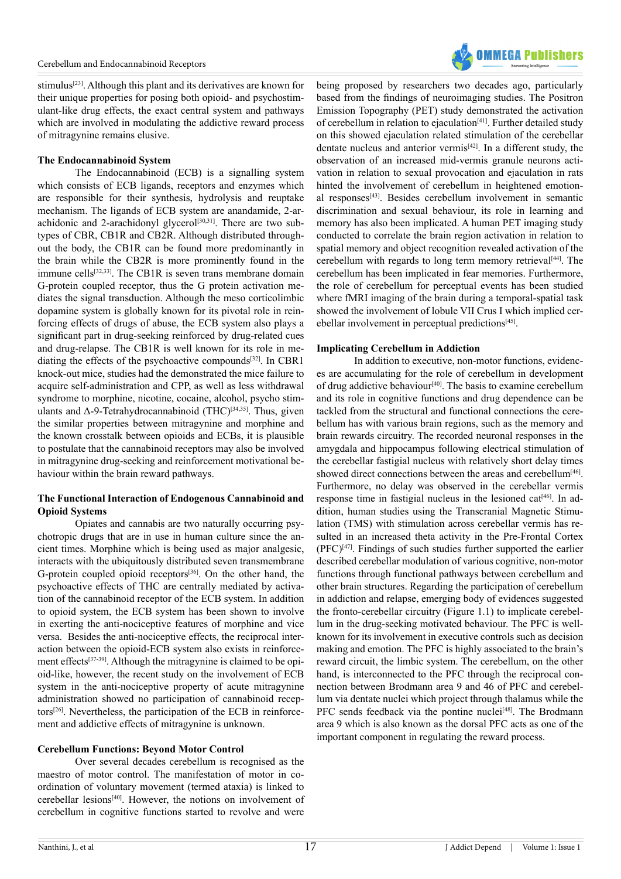stimulus[23]. Although this plant and its derivatives are known for their unique properties for posing both opioid- and psychostimulant-like drug effects, the exact central system and pathways which are involved in modulating the addictive reward process of mitragynine remains elusive.

### The Endocannabinoid System

The Endocannabinoid (ECB) is a signalling system which consists of ECB ligands, receptors and enzymes which are responsible for their synthesis, hydrolysis and reuptake mechanism. The ligands of ECB system are anandamide, 2-arachidonic and 2-arachidonyl glycerol[30,31]. There are two subtypes of CBR, CB1R and CB2R. Although distributed throughout the body, the CB1R can be found more predominantly in the brain while the CB2R is more prominently found in the immune cells[32,33]. The CB1R is seven trans membrane domain G-protein coupled receptor, thus the G protein activation mediates the signal transduction. Although the meso corticolimbic dopamine system is globally known for its pivotal role in reinforcing effects of drugs of abuse, the ECB system also plays a significant part in drug-seeking reinforced by drug-related cues and drug-relapse. The CB1R is well known for its role in mediating the effects of the psychoactive compounds[32]. In CBR1 knock-out mice, studies had the demonstrated the mice failure to acquire self-administration and CPP, as well as less withdrawal syndrome to morphine, nicotine, cocaine, alcohol, psycho stimulants and Δ-9-Tetrahydrocannabinoid (THC)[34,35]. Thus, given the similar properties between mitragynine and morphine and the known crosstalk between opioids and ECBs, it is plausible to postulate that the cannabinoid receptors may also be involved in mitragynine drug-seeking and reinforcement motivational behaviour within the brain reward pathways.

### The Functional Interaction of Endogenous Cannabinoid and Opioid Systems

Opiates and cannabis are two naturally occurring psychotropic drugs that are in use in human culture since the ancient times. Morphine which is being used as major analgesic, interacts with the ubiquitously distributed seven transmembrane G-protein coupled opioid receptors[36]. On the other hand, the psychoactive effects of THC are centrally mediated by activation of the cannabinoid receptor of the ECB system. In addition to opioid system, the ECB system has been shown to involve in exerting the anti-nociceptive features of morphine and vice versa. Besides the anti-nociceptive effects, the reciprocal interaction between the opioid-ECB system also exists in reinforcement effects[37-39]. Although the mitragynine is claimed to be opioid-like, however, the recent study on the involvement of ECB system in the anti-nociceptive property of acute mitragynine administration showed no participation of cannabinoid receptors[26]. Nevertheless, the participation of the ECB in reinforcement and addictive effects of mitragynine is unknown.

### Cerebellum Functions: Beyond Motor Control

Over several decades cerebellum is recognised as the maestro of motor control. The manifestation of motor in coordination of voluntary movement (termed ataxia) is linked to cerebellar lesions[40]. However, the notions on involvement of cerebellum in cognitive functions started to revolve and were being proposed by researchers two decades ago, particularly based from the findings of neuroimaging studies. The Positron Emission Topography (PET) study demonstrated the activation of cerebellum in relation to ejaculation[41]. Further detailed study on this showed ejaculation related stimulation of the cerebellar dentate nucleus and anterior vermis[42]. In a different study, the observation of an increased mid-vermis granule neurons activation in relation to sexual provocation and ejaculation in rats hinted the involvement of cerebellum in heightened emotional responses[43]. Besides cerebellum involvement in semantic discrimination and sexual behaviour, its role in learning and memory has also been implicated. A human PET imaging study conducted to correlate the brain region activation in relation to spatial memory and object recognition revealed activation of the cerebellum with regards to long term memory retrieval[44]. The cerebellum has been implicated in fear memories. Furthermore, the role of cerebellum for perceptual events has been studied where fMRI imaging of the brain during a temporal-spatial task showed the involvement of lobule VII Crus I which implied cerebellar involvement in perceptual predictions[45].

### Implicating Cerebellum in Addiction

In addition to executive, non-motor functions, evidences are accumulating for the role of cerebellum in development of drug addictive behaviour[40]. The basis to examine cerebellum and its role in cognitive functions and drug dependence can be tackled from the structural and functional connections the cerebellum has with various brain regions, such as the memory and brain rewards circuitry. The recorded neuronal responses in the amygdala and hippocampus following electrical stimulation of the cerebellar fastigial nucleus with relatively short delay times showed direct connections between the areas and cerebellum[46]. Furthermore, no delay was observed in the cerebellar vermis response time in fastigial nucleus in the lesioned cat[46]. In addition, human studies using the Transcranial Magnetic Stimulation (TMS) with stimulation across cerebellar vermis has resulted in an increased theta activity in the Pre-Frontal Cortex (PFC)[47]. Findings of such studies further supported the earlier described cerebellar modulation of various cognitive, non-motor functions through functional pathways between cerebellum and other brain structures. Regarding the participation of cerebellum in addiction and relapse, emerging body of evidences suggested the fronto-cerebellar circuitry (Figure 1.1) to implicate cerebellum in the drug-seeking motivated behaviour. The PFC is well-known for its involvement in executive controls such as decision making and emotion. The PFC is highly associated to the brain's reward circuit, the limbic system. The cerebellum, on the other hand, is interconnected to the PFC through the reciprocal connection between Brodmann area 9 and 46 of PFC and cerebellum via dentate nuclei which project through thalamus while the PFC sends feedback via the pontine nuclei[48]. The Brodmann area 9 which is also known as the dorsal PFC acts as one of the important component in regulating the reward process.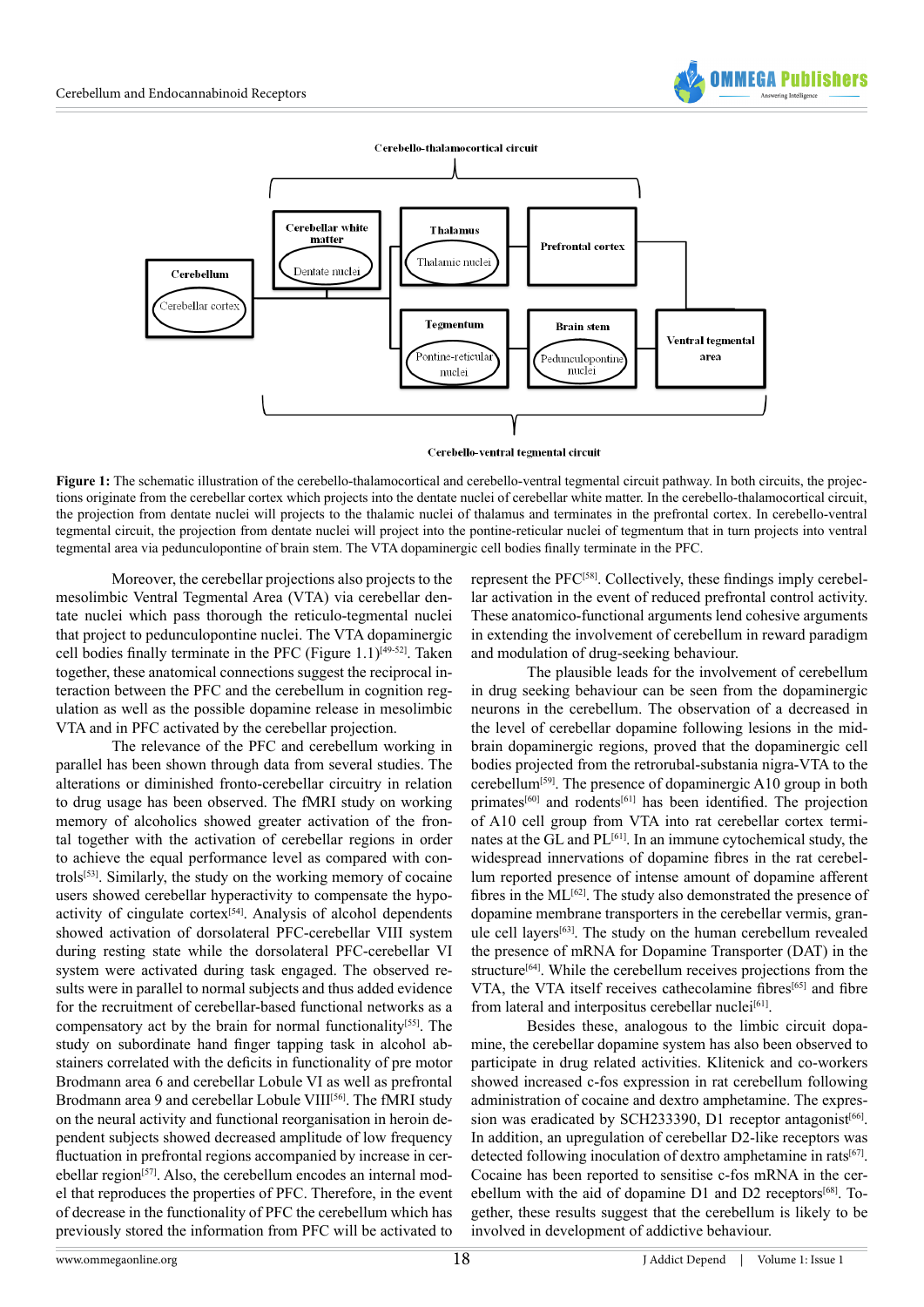Cerebello-thalamocortical circuit

Cerebellar white matter — Dentate nuclei

Thalamus — Thalamic nuclei

Prefrontal cortex

Cerebellum — Cerebellar cortex

Tegmentum — Pontine-reticular nuclei

Brain stem — Pedunculopontine nuclei

Ventral tegmental area

Cerebello-ventral tegmental circuit

**Figure 1:** The schematic illustration of the cerebello-thalamocortical and cerebello-ventral tegmental circuit pathway. In both circuits, the projections originate from the cerebellar cortex which projects into the dentate nuclei of cerebellar white matter. In the cerebello-thalamocortical circuit, the projection from dentate nuclei will projects to the thalamic nuclei of thalamus and terminates in the prefrontal cortex. In cerebello-ventral tegmental circuit, the projection from dentate nuclei will project into the pontine-reticular nuclei of tegmentum that in turn projects into ventral tegmental area via pedunculopontine of brain stem. The VTA dopaminergic cell bodies finally terminate in the PFC.

Moreover, the cerebellar projections also projects to the mesolimbic Ventral Tegmental Area (VTA) via cerebellar dentate nuclei which pass thorough the reticulo-tegmental nuclei that project to pedunculopontine nuclei. The VTA dopaminergic cell bodies finally terminate in the PFC (Figure 1.1)[49-52]. Taken together, these anatomical connections suggest the reciprocal interaction between the PFC and the cerebellum in cognition regulation as well as the possible dopamine release in mesolimbic VTA and in PFC activated by the cerebellar projection.

The relevance of the PFC and cerebellum working in parallel has been shown through data from several studies. The alterations or diminished fronto-cerebellar circuitry in relation to drug usage has been observed. The fMRI study on working memory of alcoholics showed greater activation of the frontal together with the activation of cerebellar regions in order to achieve the equal performance level as compared with controls[53]. Similarly, the study on the working memory of cocaine users showed cerebellar hyperactivity to compensate the hypoactivity of cingulate cortex[54]. Analysis of alcohol dependents showed activation of dorsolateral PFC-cerebellar VIII system during resting state while the dorsolateral PFC-cerebellar VI system were activated during task engaged. The observed results were in parallel to normal subjects and thus added evidence for the recruitment of cerebellar-based functional networks as a compensatory act by the brain for normal functionality[55]. The study on subordinate hand finger tapping task in alcohol abstainers correlated with the deficits in functionality of pre motor Brodmann area 6 and cerebellar Lobule VI as well as prefrontal Brodmann area 9 and cerebellar Lobule VIII[56]. The fMRI study on the neural activity and functional reorganisation in heroin dependent subjects showed decreased amplitude of low frequency fluctuation in prefrontal regions accompanied by increase in cerebellar region[57]. Also, the cerebellum encodes an internal model that reproduces the properties of PFC. Therefore, in the event of decrease in the functionality of PFC the cerebellum which has previously stored the information from PFC will be activated to represent the PFC[58]. Collectively, these findings imply cerebellar activation in the event of reduced prefrontal control activity. These anatomico-functional arguments lend cohesive arguments in extending the involvement of cerebellum in reward paradigm and modulation of drug-seeking behaviour.

The plausible leads for the involvement of cerebellum in drug seeking behaviour can be seen from the dopaminergic neurons in the cerebellum. The observation of a decreased in the level of cerebellar dopamine following lesions in the midbrain dopaminergic regions, proved that the dopaminergic cell bodies projected from the retrorubal-substania nigra-VTA to the cerebellum[59]. The presence of dopaminergic A10 group in both primates[60] and rodents[61] has been identified. The projection of A10 cell group from VTA into rat cerebellar cortex terminates at the GL and PL[61]. In an immune cytochemical study, the widespread innervations of dopamine fibres in the rat cerebellum reported presence of intense amount of dopamine afferent fibres in the ML[62]. The study also demonstrated the presence of dopamine membrane transporters in the cerebellar vermis, granule cell layers[63]. The study on the human cerebellum revealed the presence of mRNA for Dopamine Transporter (DAT) in the structure[64]. While the cerebellum receives projections from the VTA, the VTA itself receives cathecolamine fibres[65] and fibre from lateral and interpositus cerebellar nuclei[61].

Besides these, analogous to the limbic circuit dopamine, the cerebellar dopamine system has also been observed to participate in drug related activities. Klitenick and co-workers showed increased c-fos expression in rat cerebellum following administration of cocaine and dextro amphetamine. The expression was eradicated by SCH233390, D1 receptor antagonist[66]. In addition, an upregulation of cerebellar D2-like receptors was detected following inoculation of dextro amphetamine in rats[67]. Cocaine has been reported to sensitise c-fos mRNA in the cerebellum with the aid of dopamine D1 and D2 receptors[68]. Together, these results suggest that the cerebellum is likely to be involved in development of addictive behaviour.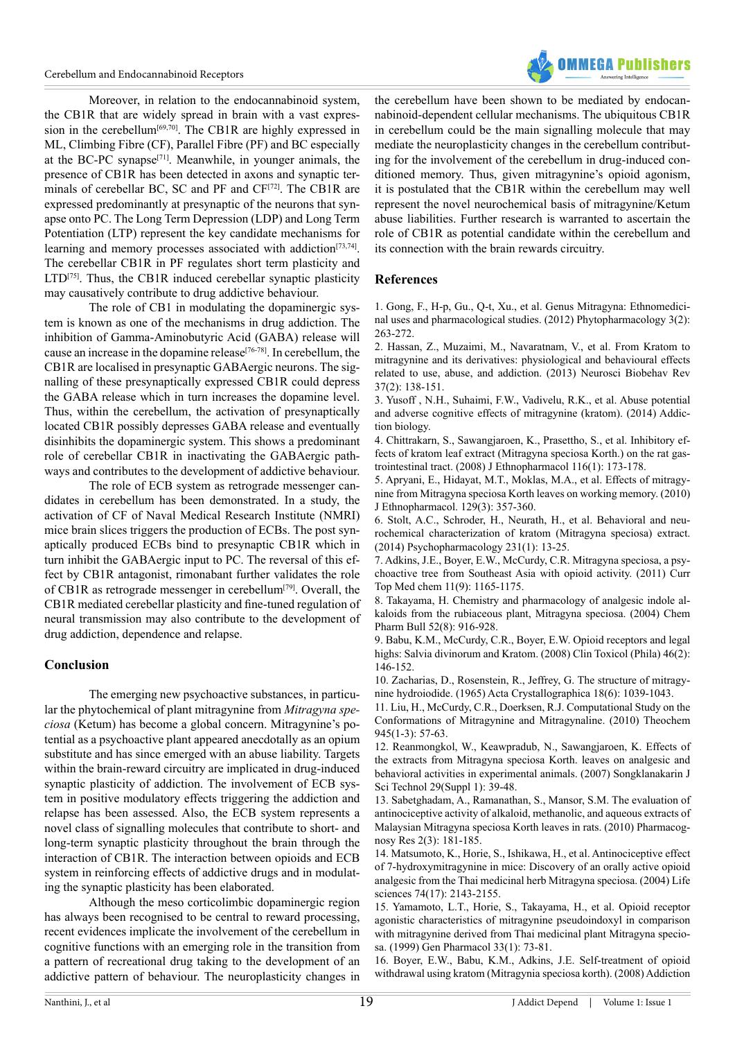Moreover, in relation to the endocannabinoid system, the CB1R that are widely spread in brain with a vast expression in the cerebellum[69,70]. The CB1R are highly expressed in ML, Climbing Fibre (CF), Parallel Fibre (PF) and BC especially at the BC-PC synapse[71]. Meanwhile, in younger animals, the presence of CB1R has been detected in axons and synaptic terminals of cerebellar BC, SC and PF and CF[72]. The CB1R are expressed predominantly at presynaptic of the neurons that synapse onto PC. The Long Term Depression (LDP) and Long Term Potentiation (LTP) represent the key candidate mechanisms for learning and memory processes associated with addiction[73,74]. The cerebellar CB1R in PF regulates short term plasticity and LTD[75]. Thus, the CB1R induced cerebellar synaptic plasticity may causatively contribute to drug addictive behaviour.

The role of CB1 in modulating the dopaminergic system is known as one of the mechanisms in drug addiction. The inhibition of Gamma-Aminobutyric Acid (GABA) release will cause an increase in the dopamine release[76-78]. In cerebellum, the CB1R are localised in presynaptic GABAergic neurons. The signalling of these presynaptically expressed CB1R could depress the GABA release which in turn increases the dopamine level. Thus, within the cerebellum, the activation of presynaptically located CB1R possibly depresses GABA release and eventually disinhibits the dopaminergic system. This shows a predominant role of cerebellar CB1R in inactivating the GABAergic pathways and contributes to the development of addictive behaviour.

The role of ECB system as retrograde messenger candidates in cerebellum has been demonstrated. In a study, the activation of CF of Naval Medical Research Institute (NMRI) mice brain slices triggers the production of ECBs. The post synaptically produced ECBs bind to presynaptic CB1R which in turn inhibit the GABAergic input to PC. The reversal of this effect by CB1R antagonist, rimonabant further validates the role of CB1R as retrograde messenger in cerebellum[79]. Overall, the CB1R mediated cerebellar plasticity and fine-tuned regulation of neural transmission may also contribute to the development of drug addiction, dependence and relapse.

## Conclusion

The emerging new psychoactive substances, in particular the phytochemical of plant mitragynine from *Mitragyna speciosa* (Ketum) has become a global concern. Mitragynine's potential as a psychoactive plant appeared anecdotally as an opium substitute and has since emerged with an abuse liability. Targets within the brain-reward circuitry are implicated in drug-induced synaptic plasticity of addiction. The involvement of ECB system in positive modulatory effects triggering the addiction and relapse has been assessed. Also, the ECB system represents a novel class of signalling molecules that contribute to short- and long-term synaptic plasticity throughout the brain through the interaction of CB1R. The interaction between opioids and ECB system in reinforcing effects of addictive drugs and in modulating the synaptic plasticity has been elaborated.

Although the meso corticolimbic dopaminergic region has always been recognised to be central to reward processing, recent evidences implicate the involvement of the cerebellum in cognitive functions with an emerging role in the transition from a pattern of recreational drug taking to the development of an addictive pattern of behaviour. The neuroplasticity changes in the cerebellum have been shown to be mediated by endocannabinoid-dependent cellular mechanisms. The ubiquitous CB1R in cerebellum could be the main signalling molecule that may mediate the neuroplasticity changes in the cerebellum contributing for the involvement of the cerebellum in drug-induced conditioned memory. Thus, given mitragynine's opioid agonism, it is postulated that the CB1R within the cerebellum may well represent the novel neurochemical basis of mitragynine/Ketum abuse liabilities. Further research is warranted to ascertain the role of CB1R as potential candidate within the cerebellum and its connection with the brain rewards circuitry.

## References

1. Gong, F., H-p, Gu., Q-t, Xu., et al. Genus Mitragyna: Ethnomedicinal uses and pharmacological studies. (2012) Phytopharmacology 3(2): 263-272.
2. Hassan, Z., Muzaimi, M., Navaratnam, V., et al. From Kratom to mitragynine and its derivatives: physiological and behavioural effects related to use, abuse, and addiction. (2013) Neurosci Biobehav Rev 37(2): 138-151.
3. Yusoff , N.H., Suhaimi, F.W., Vadivelu, R.K., et al. Abuse potential and adverse cognitive effects of mitragynine (kratom). (2014) Addiction biology.
4. Chittrakarn, S., Sawangjaroen, K., Prasettho, S., et al. Inhibitory effects of kratom leaf extract (Mitragyna speciosa Korth.) on the rat gastrointestinal tract. (2008) J Ethnopharmacol 116(1): 173-178.
5. Apryani, E., Hidayat, M.T., Moklas, M.A., et al. Effects of mitragynine from Mitragyna speciosa Korth leaves on working memory. (2010) J Ethnopharmacol. 129(3): 357-360.
6. Stolt, A.C., Schroder, H., Neurath, H., et al. Behavioral and neurochemical characterization of kratom (Mitragyna speciosa) extract. (2014) Psychopharmacology 231(1): 13-25.
7. Adkins, J.E., Boyer, E.W., McCurdy, C.R. Mitragyna speciosa, a psychoactive tree from Southeast Asia with opioid activity. (2011) Curr Top Med chem 11(9): 1165-1175.
8. Takayama, H. Chemistry and pharmacology of analgesic indole alkaloids from the rubiaceous plant, Mitragyna speciosa. (2004) Chem Pharm Bull 52(8): 916-928.
9. Babu, K.M., McCurdy, C.R., Boyer, E.W. Opioid receptors and legal highs: Salvia divinorum and Kratom. (2008) Clin Toxicol (Phila) 46(2): 146-152.
10. Zacharias, D., Rosenstein, R., Jeffrey, G. The structure of mitragynine hydroiodide. (1965) Acta Crystallographica 18(6): 1039-1043.
11. Liu, H., McCurdy, C.R., Doerksen, R.J. Computational Study on the Conformations of Mitragynine and Mitragynaline. (2010) Theochem 945(1-3): 57-63.
12. Reanmongkol, W., Keawpradub, N., Sawangjaroen, K. Effects of the extracts from Mitragyna speciosa Korth. leaves on analgesic and behavioral activities in experimental animals. (2007) Songklanakarin J Sci Technol 29(Suppl 1): 39-48.
13. Sabetghadam, A., Ramanathan, S., Mansor, S.M. The evaluation of antinociceptive activity of alkaloid, methanolic, and aqueous extracts of Malaysian Mitragyna speciosa Korth leaves in rats. (2010) Pharmacognosy Res 2(3): 181-185.
14. Matsumoto, K., Horie, S., Ishikawa, H., et al. Antinociceptive effect of 7-hydroxymitragynine in mice: Discovery of an orally active opioid analgesic from the Thai medicinal herb Mitragyna speciosa. (2004) Life sciences 74(17): 2143-2155.
15. Yamamoto, L.T., Horie, S., Takayama, H., et al. Opioid receptor agonistic characteristics of mitragynine pseudoindoxyl in comparison with mitragynine derived from Thai medicinal plant Mitragyna speciosa. (1999) Gen Pharmacol 33(1): 73-81.
16. Boyer, E.W., Babu, K.M., Adkins, J.E. Self-treatment of opioid withdrawal using kratom (Mitragynia speciosa korth). (2008) Addiction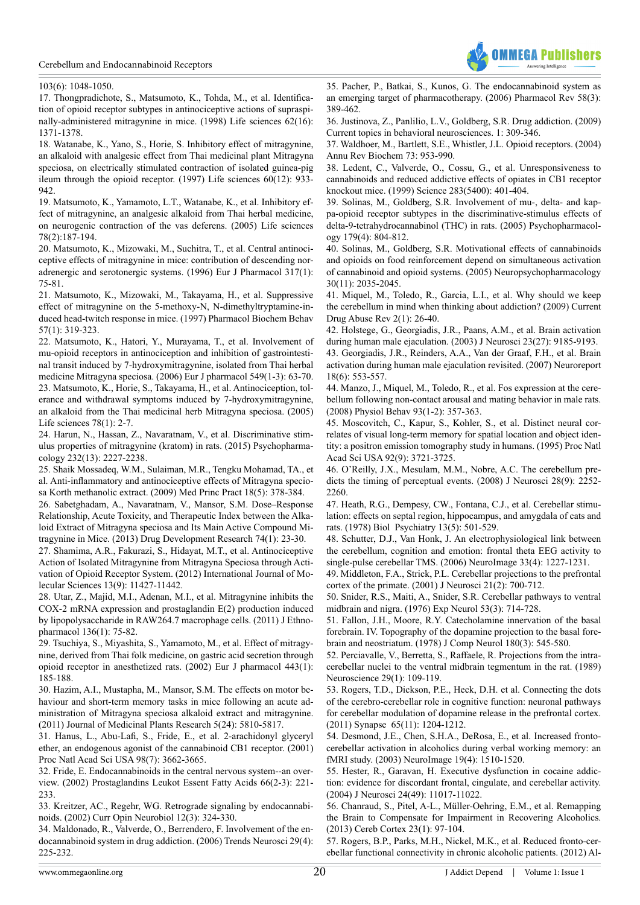103(6): 1048-1050.

17. Thongpradichote, S., Matsumoto, K., Tohda, M., et al. Identification of opioid receptor subtypes in antinociceptive actions of supraspinally-administered mitragynine in mice. (1998) Life sciences 62(16): 1371-1378.

18. Watanabe, K., Yano, S., Horie, S. Inhibitory effect of mitragynine, an alkaloid with analgesic effect from Thai medicinal plant Mitragyna speciosa, on electrically stimulated contraction of isolated guinea-pig ileum through the opioid receptor. (1997) Life sciences 60(12): 933-942.

19. Matsumoto, K., Yamamoto, L.T., Watanabe, K., et al. Inhibitory effect of mitragynine, an analgesic alkaloid from Thai herbal medicine, on neurogenic contraction of the vas deferens. (2005) Life sciences 78(2):187-194.

20. Matsumoto, K., Mizowaki, M., Suchitra, T., et al. Central antinociceptive effects of mitragynine in mice: contribution of descending noradrenergic and serotonergic systems. (1996) Eur J Pharmacol 317(1): 75-81.

21. Matsumoto, K., Mizowaki, M., Takayama, H., et al. Suppressive effect of mitragynine on the 5-methoxy-N, N-dimethyltryptamine-induced head-twitch response in mice. (1997) Pharmacol Biochem Behav 57(1): 319-323.

22. Matsumoto, K., Hatori, Y., Murayama, T., et al. Involvement of mu-opioid receptors in antinociception and inhibition of gastrointestinal transit induced by 7-hydroxymitragynine, isolated from Thai herbal medicine Mitragyna speciosa. (2006) Eur J pharmacol 549(1-3): 63-70.

23. Matsumoto, K., Horie, S., Takayama, H., et al. Antinociception, tolerance and withdrawal symptoms induced by 7-hydroxymitragynine, an alkaloid from the Thai medicinal herb Mitragyna speciosa. (2005) Life sciences 78(1): 2-7.

24. Harun, N., Hassan, Z., Navaratnam, V., et al. Discriminative stimulus properties of mitragynine (kratom) in rats. (2015) Psychopharmacology 232(13): 2227-2238.

25. Shaik Mossadeq, W.M., Sulaiman, M.R., Tengku Mohamad, TA., et al. Anti-inflammatory and antinociceptive effects of Mitragyna speciosa Korth methanolic extract. (2009) Med Princ Pract 18(5): 378-384.

26. Sabetghadam, A., Navaratnam, V., Mansor, S.M. Dose–Response Relationship, Acute Toxicity, and Therapeutic Index between the Alkaloid Extract of Mitragyna speciosa and Its Main Active Compound Mitragynine in Mice. (2013) Drug Development Research 74(1): 23-30.

27. Shamima, A.R., Fakurazi, S., Hidayat, M.T., et al. Antinociceptive Action of Isolated Mitragynine from Mitragyna Speciosa through Activation of Opioid Receptor System. (2012) International Journal of Molecular Sciences 13(9): 11427-11442.

28. Utar, Z., Majid, M.I., Adenan, M.I., et al. Mitragynine inhibits the COX-2 mRNA expression and prostaglandin E(2) production induced by lipopolysaccharide in RAW264.7 macrophage cells. (2011) J Ethnopharmacol 136(1): 75-82.

29. Tsuchiya, S., Miyashita, S., Yamamoto, M., et al. Effect of mitragynine, derived from Thai folk medicine, on gastric acid secretion through opioid receptor in anesthetized rats. (2002) Eur J pharmacol 443(1): 185-188.

30. Hazim, A.I., Mustapha, M., Mansor, S.M. The effects on motor behaviour and short-term memory tasks in mice following an acute administration of Mitragyna speciosa alkaloid extract and mitragynine. (2011) Journal of Medicinal Plants Research 5(24): 5810-5817.

31. Hanus, L., Abu-Lafi, S., Fride, E., et al. 2-arachidonyl glyceryl ether, an endogenous agonist of the cannabinoid CB1 receptor. (2001) Proc Natl Acad Sci USA 98(7): 3662-3665.

32. Fride, E. Endocannabinoids in the central nervous system--an overview. (2002) Prostaglandins Leukot Essent Fatty Acids 66(2-3): 221-233.

33. Kreitzer, AC., Regehr, WG. Retrograde signaling by endocannabinoids. (2002) Curr Opin Neurobiol 12(3): 324-330.

34. Maldonado, R., Valverde, O., Berrendero, F. Involvement of the endocannabinoid system in drug addiction. (2006) Trends Neurosci 29(4): 225-232.

35. Pacher, P., Batkai, S., Kunos, G. The endocannabinoid system as an emerging target of pharmacotherapy. (2006) Pharmacol Rev 58(3): 389-462.

36. Justinova, Z., Panlilio, L.V., Goldberg, S.R. Drug addiction. (2009) Current topics in behavioral neurosciences. 1: 309-346.

37. Waldhoer, M., Bartlett, S.E., Whistler, J.L. Opioid receptors. (2004) Annu Rev Biochem 73: 953-990.

38. Ledent, C., Valverde, O., Cossu, G., et al. Unresponsiveness to cannabinoids and reduced addictive effects of opiates in CB1 receptor knockout mice. (1999) Science 283(5400): 401-404.

39. Solinas, M., Goldberg, S.R. Involvement of mu-, delta- and kappa-opioid receptor subtypes in the discriminative-stimulus effects of delta-9-tetrahydrocannabinol (THC) in rats. (2005) Psychopharmacology 179(4): 804-812.

40. Solinas, M., Goldberg, S.R. Motivational effects of cannabinoids and opioids on food reinforcement depend on simultaneous activation of cannabinoid and opioid systems. (2005) Neuropsychopharmacology 30(11): 2035-2045.

41. Miquel, M., Toledo, R., Garcia, L.I., et al. Why should we keep the cerebellum in mind when thinking about addiction? (2009) Current Drug Abuse Rev 2(1): 26-40.

42. Holstege, G., Georgiadis, J.R., Paans, A.M., et al. Brain activation during human male ejaculation. (2003) J Neurosci 23(27): 9185-9193.

43. Georgiadis, J.R., Reinders, A.A., Van der Graaf, F.H., et al. Brain activation during human male ejaculation revisited. (2007) Neuroreport 18(6): 553-557.

44. Manzo, J., Miquel, M., Toledo, R., et al. Fos expression at the cerebellum following non-contact arousal and mating behavior in male rats. (2008) Physiol Behav 93(1-2): 357-363.

45. Moscovitch, C., Kapur, S., Kohler, S., et al. Distinct neural correlates of visual long-term memory for spatial location and object identity: a positron emission tomography study in humans. (1995) Proc Natl Acad Sci USA 92(9): 3721-3725.

46. O'Reilly, J.X., Mesulam, M.M., Nobre, A.C. The cerebellum predicts the timing of perceptual events. (2008) J Neurosci 28(9): 2252-2260.

47. Heath, R.G., Dempesy, CW., Fontana, C.J., et al. Cerebellar stimulation: effects on septal region, hippocampus, and amygdala of cats and rats. (1978) Biol Psychiatry 13(5): 501-529.

48. Schutter, D.J., Van Honk, J. An electrophysiological link between the cerebellum, cognition and emotion: frontal theta EEG activity to single-pulse cerebellar TMS. (2006) NeuroImage 33(4): 1227-1231.

49. Middleton, F.A., Strick, P.L. Cerebellar projections to the prefrontal cortex of the primate. (2001) J Neurosci 21(2): 700-712.

50. Snider, R.S., Maiti, A., Snider, S.R. Cerebellar pathways to ventral midbrain and nigra. (1976) Exp Neurol 53(3): 714-728.

51. Fallon, J.H., Moore, R.Y. Catecholamine innervation of the basal forebrain. IV. Topography of the dopamine projection to the basal forebrain and neostriatum. (1978) J Comp Neurol 180(3): 545-580.

52. Perciavalle, V., Berretta, S., Raffaele, R. Projections from the intracerebellar nuclei to the ventral midbrain tegmentum in the rat. (1989) Neuroscience 29(1): 109-119.

53. Rogers, T.D., Dickson, P.E., Heck, D.H. et al. Connecting the dots of the cerebro-cerebellar role in cognitive function: neuronal pathways for cerebellar modulation of dopamine release in the prefrontal cortex. (2011) Synapse 65(11): 1204-1212.

54. Desmond, J.E., Chen, S.H.A., DeRosa, E., et al. Increased frontocerebellar activation in alcoholics during verbal working memory: an fMRI study. (2003) NeuroImage 19(4): 1510-1520.

55. Hester, R., Garavan, H. Executive dysfunction in cocaine addiction: evidence for discordant frontal, cingulate, and cerebellar activity. (2004) J Neurosci 24(49): 11017-11022.

56. Chanraud, S., Pitel, A-L., Müller-Oehring, E.M., et al. Remapping the Brain to Compensate for Impairment in Recovering Alcoholics. (2013) Cereb Cortex 23(1): 97-104.

57. Rogers, B.P., Parks, M.H., Nickel, M.K., et al. Reduced fronto-cerebellar functional connectivity in chronic alcoholic patients. (2012) Al-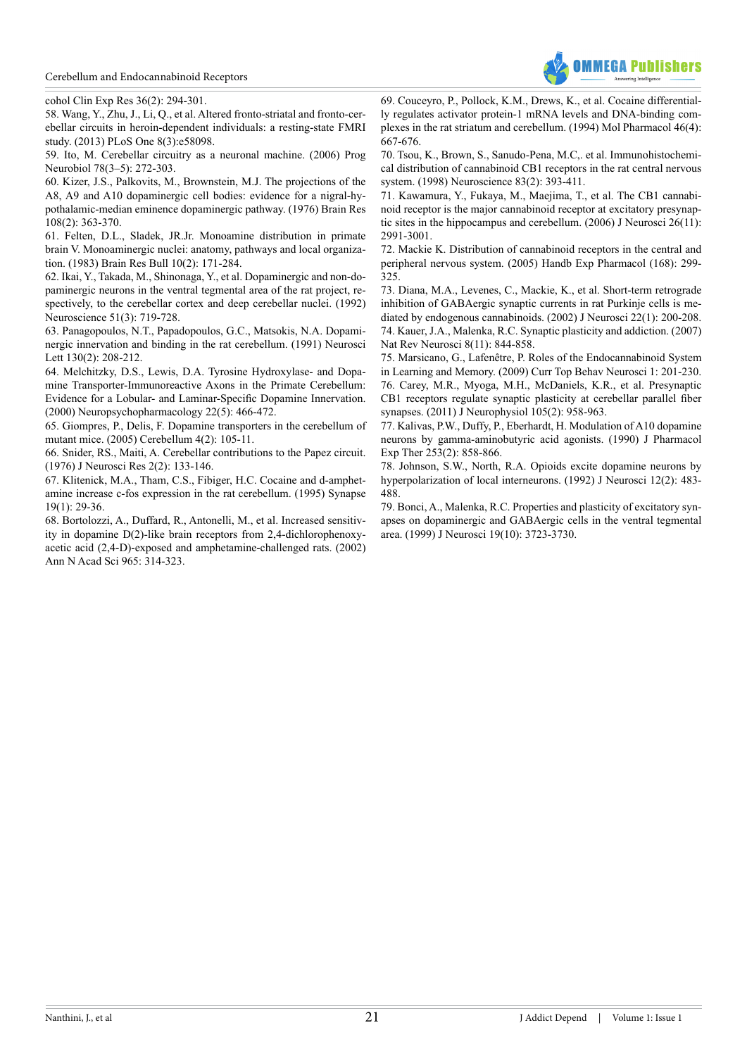cohol Clin Exp Res 36(2): 294-301.

58. Wang, Y., Zhu, J., Li, Q., et al. Altered fronto-striatal and fronto-cerebellar circuits in heroin-dependent individuals: a resting-state FMRI study. (2013) PLoS One 8(3):e58098.

59. Ito, M. Cerebellar circuitry as a neuronal machine. (2006) Prog Neurobiol 78(3–5): 272-303.

60. Kizer, J.S., Palkovits, M., Brownstein, M.J. The projections of the A8, A9 and A10 dopaminergic cell bodies: evidence for a nigral-hypothalamic-median eminence dopaminergic pathway. (1976) Brain Res 108(2): 363-370.

61. Felten, D.L., Sladek, JR.Jr. Monoamine distribution in primate brain V. Monoaminergic nuclei: anatomy, pathways and local organization. (1983) Brain Res Bull 10(2): 171-284.

62. Ikai, Y., Takada, M., Shinonaga, Y., et al. Dopaminergic and non-dopaminergic neurons in the ventral tegmental area of the rat project, respectively, to the cerebellar cortex and deep cerebellar nuclei. (1992) Neuroscience 51(3): 719-728.

63. Panagopoulos, N.T., Papadopoulos, G.C., Matsokis, N.A. Dopaminergic innervation and binding in the rat cerebellum. (1991) Neurosci Lett 130(2): 208-212.

64. Melchitzky, D.S., Lewis, D.A. Tyrosine Hydroxylase- and Dopamine Transporter-Immunoreactive Axons in the Primate Cerebellum: Evidence for a Lobular- and Laminar-Specific Dopamine Innervation. (2000) Neuropsychopharmacology 22(5): 466-472.

65. Giompres, P., Delis, F. Dopamine transporters in the cerebellum of mutant mice. (2005) Cerebellum 4(2): 105-11.

66. Snider, RS., Maiti, A. Cerebellar contributions to the Papez circuit. (1976) J Neurosci Res 2(2): 133-146.

67. Klitenick, M.A., Tham, C.S., Fibiger, H.C. Cocaine and d-amphetamine increase c-fos expression in the rat cerebellum. (1995) Synapse 19(1): 29-36.

68. Bortolozzi, A., Duffard, R., Antonelli, M., et al. Increased sensitivity in dopamine D(2)-like brain receptors from 2,4-dichlorophenoxyacetic acid (2,4-D)-exposed and amphetamine-challenged rats. (2002) Ann N Acad Sci 965: 314-323.

69. Couceyro, P., Pollock, K.M., Drews, K., et al. Cocaine differentially regulates activator protein-1 mRNA levels and DNA-binding complexes in the rat striatum and cerebellum. (1994) Mol Pharmacol 46(4): 667-676.

70. Tsou, K., Brown, S., Sanudo-Pena, M.C,. et al. Immunohistochemical distribution of cannabinoid CB1 receptors in the rat central nervous system. (1998) Neuroscience 83(2): 393-411.

71. Kawamura, Y., Fukaya, M., Maejima, T., et al. The CB1 cannabinoid receptor is the major cannabinoid receptor at excitatory presynaptic sites in the hippocampus and cerebellum. (2006) J Neurosci 26(11): 2991-3001.

72. Mackie K. Distribution of cannabinoid receptors in the central and peripheral nervous system. (2005) Handb Exp Pharmacol (168): 299-325.

73. Diana, M.A., Levenes, C., Mackie, K., et al. Short-term retrograde inhibition of GABAergic synaptic currents in rat Purkinje cells is mediated by endogenous cannabinoids. (2002) J Neurosci 22(1): 200-208.

74. Kauer, J.A., Malenka, R.C. Synaptic plasticity and addiction. (2007) Nat Rev Neurosci 8(11): 844-858.

75. Marsicano, G., Lafenêtre, P. Roles of the Endocannabinoid System in Learning and Memory. (2009) Curr Top Behav Neurosci 1: 201-230.

76. Carey, M.R., Myoga, M.H., McDaniels, K.R., et al. Presynaptic CB1 receptors regulate synaptic plasticity at cerebellar parallel fiber synapses. (2011) J Neurophysiol 105(2): 958-963.

77. Kalivas, P.W., Duffy, P., Eberhardt, H. Modulation of A10 dopamine neurons by gamma-aminobutyric acid agonists. (1990) J Pharmacol Exp Ther 253(2): 858-866.

78. Johnson, S.W., North, R.A. Opioids excite dopamine neurons by hyperpolarization of local interneurons. (1992) J Neurosci 12(2): 483-488.

79. Bonci, A., Malenka, R.C. Properties and plasticity of excitatory synapses on dopaminergic and GABAergic cells in the ventral tegmental area. (1999) J Neurosci 19(10): 3723-3730.